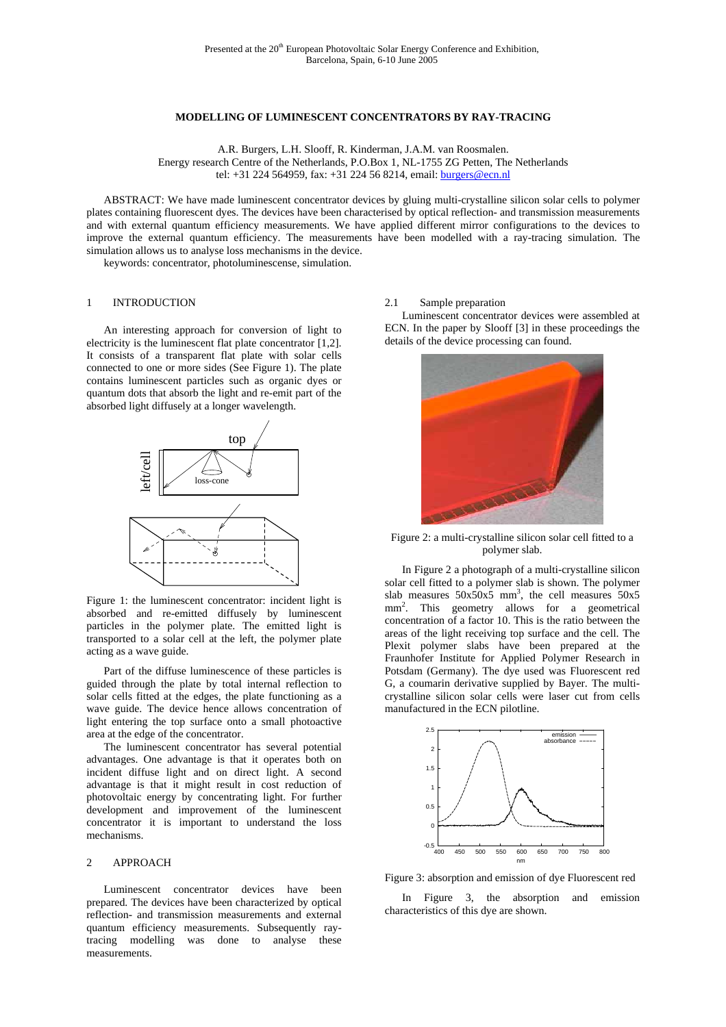Presented at the 20th European Photovoltaic Solar Energy Conference and Exhibition, Barcelona, Spain, 6-10 June 2005

# MODELLING OF LUMINESCENT CONCENTRATORS BY RAY-TRACING

A.R. Burgers, L.H. Slooff, R. Kinderman, J.A.M. van Roosmalen.
Energy research Centre of the Netherlands, P.O.Box 1, NL-1755 ZG Petten, The Netherlands
tel: +31 224 564959, fax: +31 224 56 8214, email: burgers@ecn.nl

ABSTRACT: We have made luminescent concentrator devices by gluing multi-crystalline silicon solar cells to polymer plates containing fluorescent dyes. The devices have been characterised by optical reflection- and transmission measurements and with external quantum efficiency measurements. We have applied different mirror configurations to the devices to improve the external quantum efficiency. The measurements have been modelled with a ray-tracing simulation. The simulation allows us to analyse loss mechanisms in the device.
keywords: concentrator, photoluminescense, simulation.

## 1 INTRODUCTION

An interesting approach for conversion of light to electricity is the luminescent flat plate concentrator [1,2]. It consists of a transparent flat plate with solar cells connected to one or more sides (See Figure 1). The plate contains luminescent particles such as organic dyes or quantum dots that absorb the light and re-emit part of the absorbed light diffusely at a longer wavelength.

Figure 1: the luminescent concentrator: incident light is absorbed and re-emitted diffusely by luminescent particles in the polymer plate. The emitted light is transported to a solar cell at the left, the polymer plate acting as a wave guide.

Part of the diffuse luminescence of these particles is guided through the plate by total internal reflection to solar cells fitted at the edges, the plate functioning as a wave guide. The device hence allows concentration of light entering the top surface onto a small photoactive area at the edge of the concentrator.

The luminescent concentrator has several potential advantages. One advantage is that it operates both on incident diffuse light and on direct light. A second advantage is that it might result in cost reduction of photovoltaic energy by concentrating light. For further development and improvement of the luminescent concentrator it is important to understand the loss mechanisms.

## 2 APPROACH

Luminescent concentrator devices have been prepared. The devices have been characterized by optical reflection- and transmission measurements and external quantum efficiency measurements. Subsequently ray-tracing modelling was done to analyse these measurements.

### 2.1 Sample preparation

Luminescent concentrator devices were assembled at ECN. In the paper by Slooff [3] in these proceedings the details of the device processing can found.

Figure 2: a multi-crystalline silicon solar cell fitted to a polymer slab.

In Figure 2 a photograph of a multi-crystalline silicon solar cell fitted to a polymer slab is shown. The polymer slab measures 50x50x5 mm$^3$, the cell measures 50x5 mm$^2$. This geometry allows for a geometrical concentration of a factor 10. This is the ratio between the areas of the light receiving top surface and the cell. The Plexit polymer slabs have been prepared at the Fraunhofer Institute for Applied Polymer Research in Potsdam (Germany). The dye used was Fluorescent red G, a coumarin derivative supplied by Bayer. The multi-crystalline silicon solar cells were laser cut from cells manufactured in the ECN pilotline.

Figure 3: absorption and emission of dye Fluorescent red

In Figure 3, the absorption and emission characteristics of this dye are shown.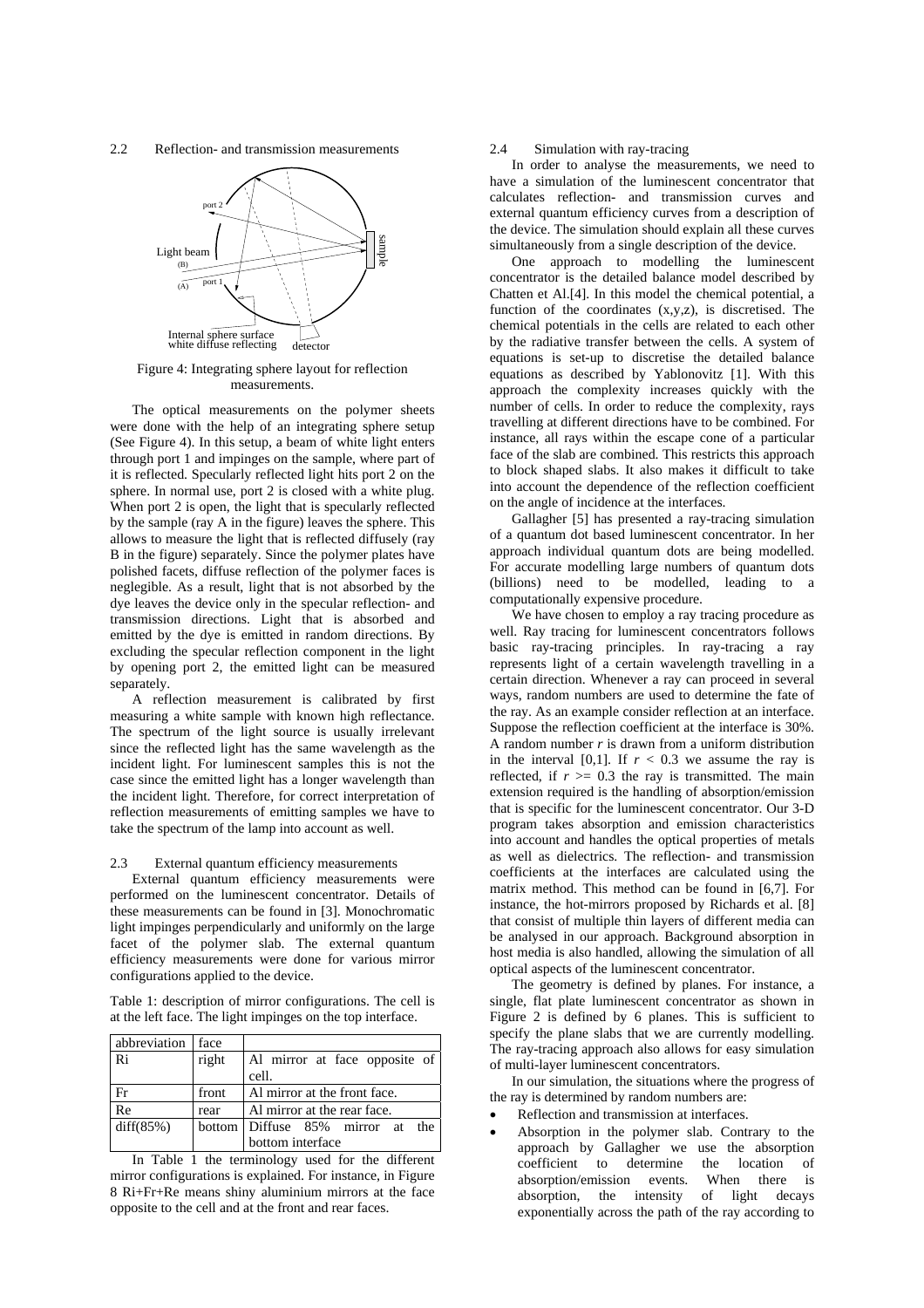### 2.2 Reflection- and transmission measurements

Figure 4: Integrating sphere layout for reflection measurements.

The optical measurements on the polymer sheets were done with the help of an integrating sphere setup (See Figure 4). In this setup, a beam of white light enters through port 1 and impinges on the sample, where part of it is reflected. Specularly reflected light hits port 2 on the sphere. In normal use, port 2 is closed with a white plug. When port 2 is open, the light that is specularly reflected by the sample (ray A in the figure) leaves the sphere. This allows to measure the light that is reflected diffusely (ray B in the figure) separately. Since the polymer plates have polished facets, diffuse reflection of the polymer faces is neglegible. As a result, light that is not absorbed by the dye leaves the device only in the specular reflection- and transmission directions. Light that is absorbed and emitted by the dye is emitted in random directions. By excluding the specular reflection component in the light by opening port 2, the emitted light can be measured separately.

A reflection measurement is calibrated by first measuring a white sample with known high reflectance. The spectrum of the light source is usually irrelevant since the reflected light has the same wavelength as the incident light. For luminescent samples this is not the case since the emitted light has a longer wavelength than the incident light. Therefore, for correct interpretation of reflection measurements of emitting samples we have to take the spectrum of the lamp into account as well.

### 2.3 External quantum efficiency measurements

External quantum efficiency measurements were performed on the luminescent concentrator. Details of these measurements can be found in [3]. Monochromatic light impinges perpendicularly and uniformly on the large facet of the polymer slab. The external quantum efficiency measurements were done for various mirror configurations applied to the device.

Table 1: description of mirror configurations. The cell is at the left face. The light impinges on the top interface.

| abbreviation | face | |
|---|---|---|
| Ri | right | Al mirror at face opposite of cell. |
| Fr | front | Al mirror at the front face. |
| Re | rear | Al mirror at the rear face. |
| diff(85%) | bottom | Diffuse 85% mirror at the bottom interface |

In Table 1 the terminology used for the different mirror configurations is explained. For instance, in Figure 8 Ri+Fr+Re means shiny aluminium mirrors at the face opposite to the cell and at the front and rear faces.

### 2.4 Simulation with ray-tracing

In order to analyse the measurements, we need to have a simulation of the luminescent concentrator that calculates reflection- and transmission curves and external quantum efficiency curves from a description of the device. The simulation should explain all these curves simultaneously from a single description of the device.

One approach to modelling the luminescent concentrator is the detailed balance model described by Chatten et Al.[4]. In this model the chemical potential, a function of the coordinates (x,y,z), is discretised. The chemical potentials in the cells are related to each other by the radiative transfer between the cells. A system of equations is set-up to discretise the detailed balance equations as described by Yablonovitz [1]. With this approach the complexity increases quickly with the number of cells. In order to reduce the complexity, rays travelling at different directions have to be combined. For instance, all rays within the escape cone of a particular face of the slab are combined. This restricts this approach to block shaped slabs. It also makes it difficult to take into account the dependence of the reflection coefficient on the angle of incidence at the interfaces.

Gallagher [5] has presented a ray-tracing simulation of a quantum dot based luminescent concentrator. In her approach individual quantum dots are being modelled. For accurate modelling large numbers of quantum dots (billions) need to be modelled, leading to a computationally expensive procedure.

We have chosen to employ a ray tracing procedure as well. Ray tracing for luminescent concentrators follows basic ray-tracing principles. In ray-tracing a ray represents light of a certain wavelength travelling in a certain direction. Whenever a ray can proceed in several ways, random numbers are used to determine the fate of the ray. As an example consider reflection at an interface. Suppose the reflection coefficient at the interface is 30%. A random number $r$ is drawn from a uniform distribution in the interval [0,1]. If $r < 0.3$ we assume the ray is reflected, if $r >= 0.3$ the ray is transmitted. The main extension required is the handling of absorption/emission that is specific for the luminescent concentrator. Our 3-D program takes absorption and emission characteristics into account and handles the optical properties of metals as well as dielectrics. The reflection- and transmission coefficients at the interfaces are calculated using the matrix method. This method can be found in [6,7]. For instance, the hot-mirrors proposed by Richards et al. [8] that consist of multiple thin layers of different media can be analysed in our approach. Background absorption in host media is also handled, allowing the simulation of all optical aspects of the luminescent concentrator.

The geometry is defined by planes. For instance, a single, flat plate luminescent concentrator as shown in Figure 2 is defined by 6 planes. This is sufficient to specify the plane slabs that we are currently modelling. The ray-tracing approach also allows for easy simulation of multi-layer luminescent concentrators.

In our simulation, the situations where the progress of the ray is determined by random numbers are:

- Reflection and transmission at interfaces.
- Absorption in the polymer slab. Contrary to the approach by Gallagher we use the absorption coefficient to determine the location of absorption/emission events. When there is absorption, the intensity of light decays exponentially across the path of the ray according to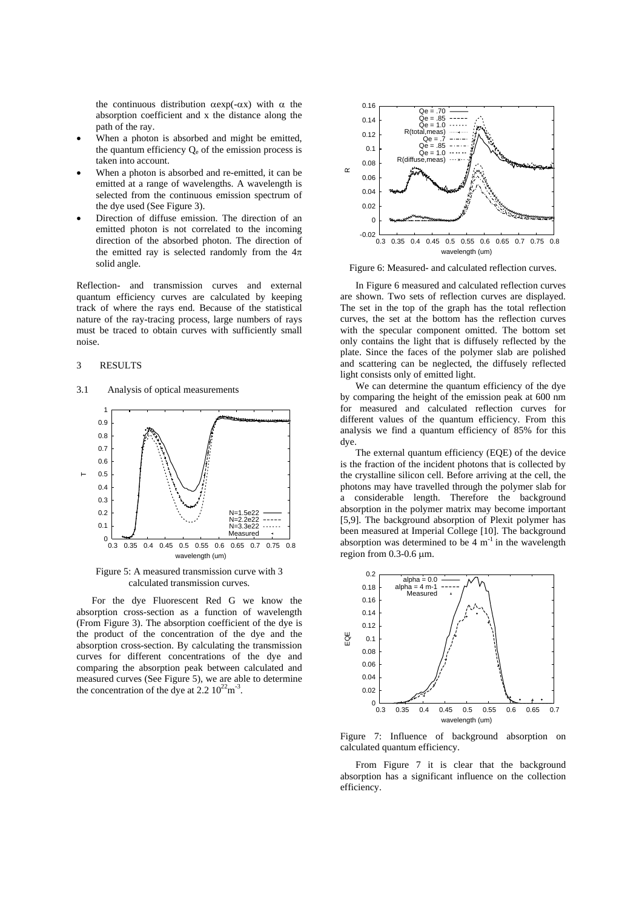the continuous distribution $\alpha\exp(-\alpha x)$ with $\alpha$ the absorption coefficient and x the distance along the path of the ray.

- When a photon is absorbed and might be emitted, the quantum efficiency $Q_e$ of the emission process is taken into account.
- When a photon is absorbed and re-emitted, it can be emitted at a range of wavelengths. A wavelength is selected from the continuous emission spectrum of the dye used (See Figure 3).
- Direction of diffuse emission. The direction of an emitted photon is not correlated to the incoming direction of the absorbed photon. The direction of the emitted ray is selected randomly from the $4\pi$ solid angle.

Reflection- and transmission curves and external quantum efficiency curves are calculated by keeping track of where the rays end. Because of the statistical nature of the ray-tracing process, large numbers of rays must be traced to obtain curves with sufficiently small noise.

## 3 RESULTS

### 3.1 Analysis of optical measurements

Figure 5: A measured transmission curve with 3 calculated transmission curves.

For the dye Fluorescent Red G we know the absorption cross-section as a function of wavelength (From Figure 3). The absorption coefficient of the dye is the product of the concentration of the dye and the absorption cross-section. By calculating the transmission curves for different concentrations of the dye and comparing the absorption peak between calculated and measured curves (See Figure 5), we are able to determine the concentration of the dye at $2.2\ 10^{22}\mathrm{m}^{-3}$.

Figure 6: Measured- and calculated reflection curves.

In Figure 6 measured and calculated reflection curves are shown. Two sets of reflection curves are displayed. The set in the top of the graph has the total reflection curves, the set at the bottom has the reflection curves with the specular component omitted. The bottom set only contains the light that is diffusely reflected by the plate. Since the faces of the polymer slab are polished and scattering can be neglected, the diffusely reflected light consists only of emitted light.

We can determine the quantum efficiency of the dye by comparing the height of the emission peak at 600 nm for measured and calculated reflection curves for different values of the quantum efficiency. From this analysis we find a quantum efficiency of 85% for this dye.

The external quantum efficiency (EQE) of the device is the fraction of the incident photons that is collected by the crystalline silicon cell. Before arriving at the cell, the photons may have travelled through the polymer slab for a considerable length. Therefore the background absorption in the polymer matrix may become important [5,9]. The background absorption of Plexit polymer has been measured at Imperial College [10]. The background absorption was determined to be 4 $\mathrm{m}^{-1}$ in the wavelength region from 0.3-0.6 μm.

Figure 7: Influence of background absorption on calculated quantum efficiency.

From Figure 7 it is clear that the background absorption has a significant influence on the collection efficiency.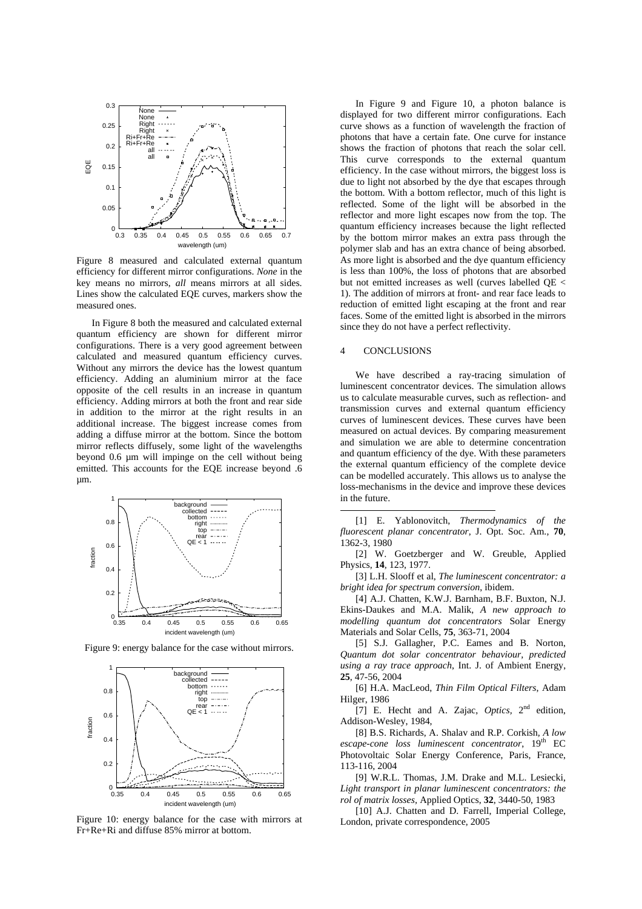0.3
None
None
Right
Right
Ri+Fr+Re
Ri+Fr+Re
all
all
0.25
0.2
0.15
0.1
0.05
0
EQE
0.3 0.35 0.4 0.45 0.5 0.55 0.6 0.65 0.7
wavelength (um)

Figure 8 measured and calculated external quantum efficiency for different mirror configurations. *None* in the key means no mirrors, *all* means mirrors at all sides. Lines show the calculated EQE curves, markers show the measured ones.

In Figure 8 both the measured and calculated external quantum efficiency are shown for different mirror configurations. There is a very good agreement between calculated and measured quantum efficiency curves. Without any mirrors the device has the lowest quantum efficiency. Adding an aluminium mirror at the face opposite of the cell results in an increase in quantum efficiency. Adding mirrors at both the front and rear side in addition to the mirror at the right results in an additional increase. The biggest increase comes from adding a diffuse mirror at the bottom. Since the bottom mirror reflects diffusely, some light of the wavelengths beyond 0.6 µm will impinge on the cell without being emitted. This accounts for the EQE increase beyond .6 µm.

1
background
collected
bottom
right
top
rear
QE < 1
0.8
0.6
0.4
0.2
0
fraction
0.35 0.4 0.45 0.5 0.55 0.6 0.65
incident wavelength (um)

Figure 9: energy balance for the case without mirrors.

1
background
collected
bottom
right
top
rear
QE < 1
0.8
0.6
0.4
0.2
0
fraction
0.35 0.4 0.45 0.5 0.55 0.6 0.65
incident wavelength (um)

Figure 10: energy balance for the case with mirrors at Fr+Re+Ri and diffuse 85% mirror at bottom.

In Figure 9 and Figure 10, a photon balance is displayed for two different mirror configurations. Each curve shows as a function of wavelength the fraction of photons that have a certain fate. One curve for instance shows the fraction of photons that reach the solar cell. This curve corresponds to the external quantum efficiency. In the case without mirrors, the biggest loss is due to light not absorbed by the dye that escapes through the bottom. With a bottom reflector, much of this light is reflected. Some of the light will be absorbed in the reflector and more light escapes now from the top. The quantum efficiency increases because the light reflected by the bottom mirror makes an extra pass through the polymer slab and has an extra chance of being absorbed. As more light is absorbed and the dye quantum efficiency is less than 100%, the loss of photons that are absorbed but not emitted increases as well (curves labelled QE < 1). The addition of mirrors at front- and rear face leads to reduction of emitted light escaping at the front and rear faces. Some of the emitted light is absorbed in the mirrors since they do not have a perfect reflectivity.

## 4 CONCLUSIONS

We have described a ray-tracing simulation of luminescent concentrator devices. The simulation allows us to calculate measurable curves, such as reflection- and transmission curves and external quantum efficiency curves of luminescent devices. These curves have been measured on actual devices. By comparing measurement and simulation we are able to determine concentration and quantum efficiency of the dye. With these parameters the external quantum efficiency of the complete device can be modelled accurately. This allows us to analyse the loss-mechanisms in the device and improve these devices in the future.

---

[1] E. Yablonovitch, *Thermodynamics of the fluorescent planar concentrator*, J. Opt. Soc. Am., **70**, 1362-3, 1980

[2] W. Goetzberger and W. Greuble, Applied Physics, **14**, 123, 1977.

[3] L.H. Slooff et al, *The luminescent concentrator: a bright idea for spectrum conversion*, ibidem.

[4] A.J. Chatten, K.W.J. Barnham, B.F. Buxton, N.J. Ekins-Daukes and M.A. Malik, *A new approach to modelling quantum dot concentrators* Solar Energy Materials and Solar Cells, **75**, 363-71, 2004

[5] S.J. Gallagher, P.C. Eames and B. Norton, *Quantum dot solar concentrator behaviour, predicted using a ray trace approach*, Int. J. of Ambient Energy, **25**, 47-56, 2004

[6] H.A. MacLeod, *Thin Film Optical Filters*, Adam Hilger, 1986

[7] E. Hecht and A. Zajac, *Optics*, 2nd edition, Addison-Wesley, 1984,

[8] B.S. Richards, A. Shalav and R.P. Corkish, *A low escape-cone loss luminescent concentrator*, 19th EC Photovoltaic Solar Energy Conference, Paris, France, 113-116, 2004

[9] W.R.L. Thomas, J.M. Drake and M.L. Lesiecki, *Light transport in planar luminescent concentrators: the rol of matrix losses*, Applied Optics, **32**, 3440-50, 1983

[10] A.J. Chatten and D. Farrell, Imperial College, London, private correspondence, 2005